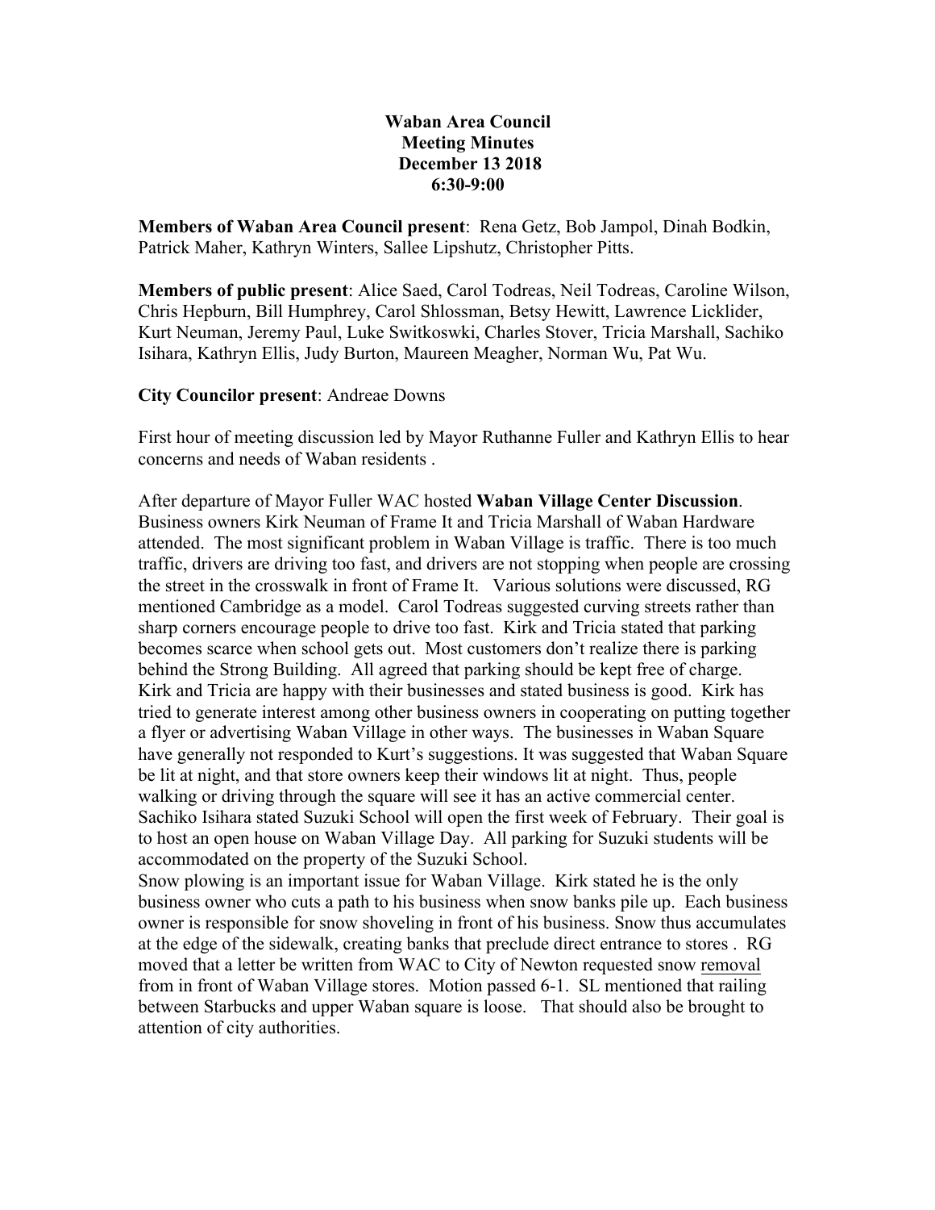**Waban Area Council**
**Meeting Minutes**
**December 13 2018**
**6:30-9:00**

**Members of Waban Area Council present**: Rena Getz, Bob Jampol, Dinah Bodkin, Patrick Maher, Kathryn Winters, Sallee Lipshutz, Christopher Pitts.

**Members of public present**: Alice Saed, Carol Todreas, Neil Todreas, Caroline Wilson, Chris Hepburn, Bill Humphrey, Carol Shlossman, Betsy Hewitt, Lawrence Licklider, Kurt Neuman, Jeremy Paul, Luke Switkoswki, Charles Stover, Tricia Marshall, Sachiko Isihara, Kathryn Ellis, Judy Burton, Maureen Meagher, Norman Wu, Pat Wu.

**City Councilor present**: Andreae Downs

First hour of meeting discussion led by Mayor Ruthanne Fuller and Kathryn Ellis to hear concerns and needs of Waban residents .

After departure of Mayor Fuller WAC hosted **Waban Village Center Discussion**. Business owners Kirk Neuman of Frame It and Tricia Marshall of Waban Hardware attended. The most significant problem in Waban Village is traffic. There is too much traffic, drivers are driving too fast, and drivers are not stopping when people are crossing the street in the crosswalk in front of Frame It. Various solutions were discussed, RG mentioned Cambridge as a model. Carol Todreas suggested curving streets rather than sharp corners encourage people to drive too fast. Kirk and Tricia stated that parking becomes scarce when school gets out. Most customers don't realize there is parking behind the Strong Building. All agreed that parking should be kept free of charge. Kirk and Tricia are happy with their businesses and stated business is good. Kirk has tried to generate interest among other business owners in cooperating on putting together a flyer or advertising Waban Village in other ways. The businesses in Waban Square have generally not responded to Kurt's suggestions. It was suggested that Waban Square be lit at night, and that store owners keep their windows lit at night. Thus, people walking or driving through the square will see it has an active commercial center. Sachiko Isihara stated Suzuki School will open the first week of February. Their goal is to host an open house on Waban Village Day. All parking for Suzuki students will be accommodated on the property of the Suzuki School.

Snow plowing is an important issue for Waban Village. Kirk stated he is the only business owner who cuts a path to his business when snow banks pile up. Each business owner is responsible for snow shoveling in front of his business. Snow thus accumulates at the edge of the sidewalk, creating banks that preclude direct entrance to stores . RG moved that a letter be written from WAC to City of Newton requested snow <u>removal</u> from in front of Waban Village stores. Motion passed 6-1. SL mentioned that railing between Starbucks and upper Waban square is loose. That should also be brought to attention of city authorities.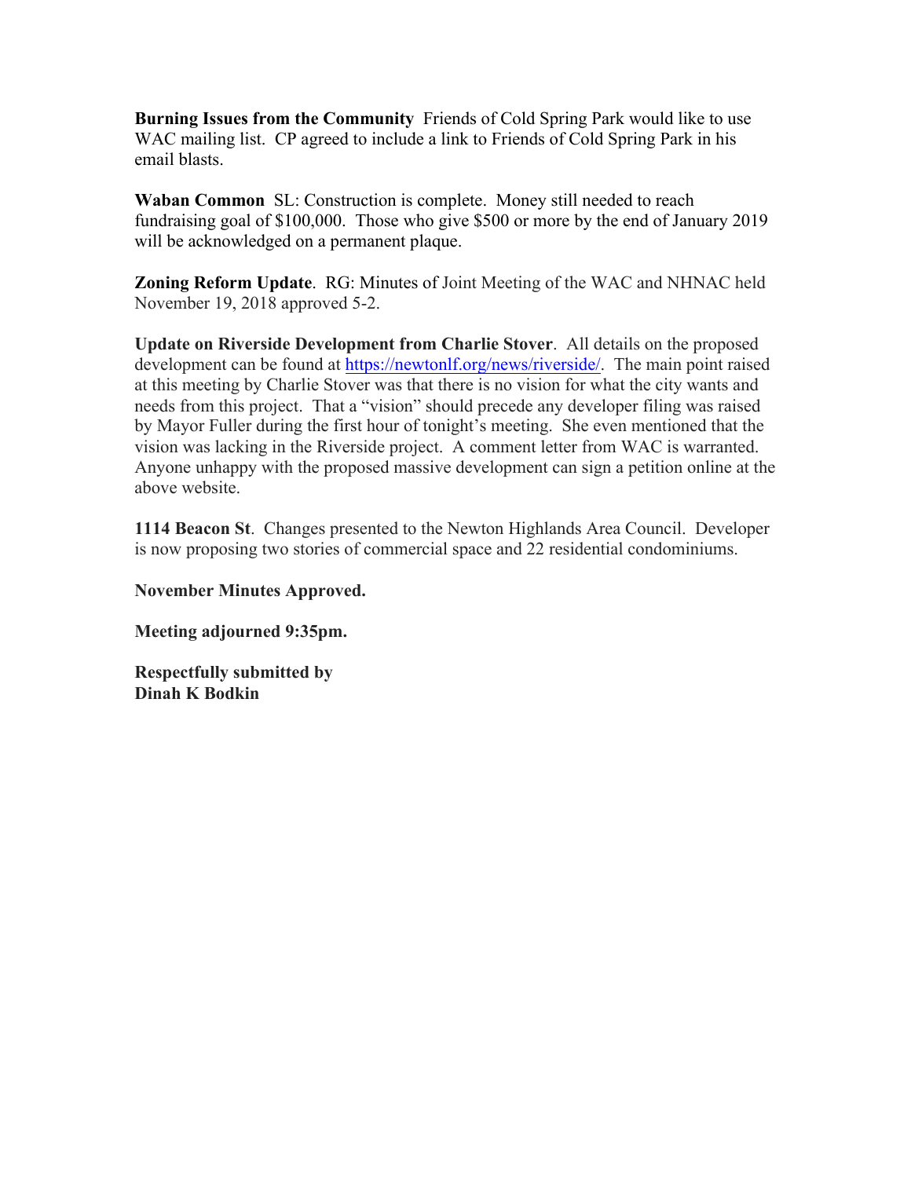**Burning Issues from the Community** Friends of Cold Spring Park would like to use WAC mailing list. CP agreed to include a link to Friends of Cold Spring Park in his email blasts.

**Waban Common** SL: Construction is complete. Money still needed to reach fundraising goal of $100,000. Those who give $500 or more by the end of January 2019 will be acknowledged on a permanent plaque.

**Zoning Reform Update**. RG: Minutes of Joint Meeting of the WAC and NHNAC held November 19, 2018 approved 5-2.

**Update on Riverside Development from Charlie Stover**. All details on the proposed development can be found at [https://newtonlf.org/news/riverside/](https://newtonlf.org/news/riverside/). The main point raised at this meeting by Charlie Stover was that there is no vision for what the city wants and needs from this project. That a "vision" should precede any developer filing was raised by Mayor Fuller during the first hour of tonight's meeting. She even mentioned that the vision was lacking in the Riverside project. A comment letter from WAC is warranted. Anyone unhappy with the proposed massive development can sign a petition online at the above website.

**1114 Beacon St**. Changes presented to the Newton Highlands Area Council. Developer is now proposing two stories of commercial space and 22 residential condominiums.

**November Minutes Approved.**

**Meeting adjourned 9:35pm.**

**Respectfully submitted by**
**Dinah K Bodkin**